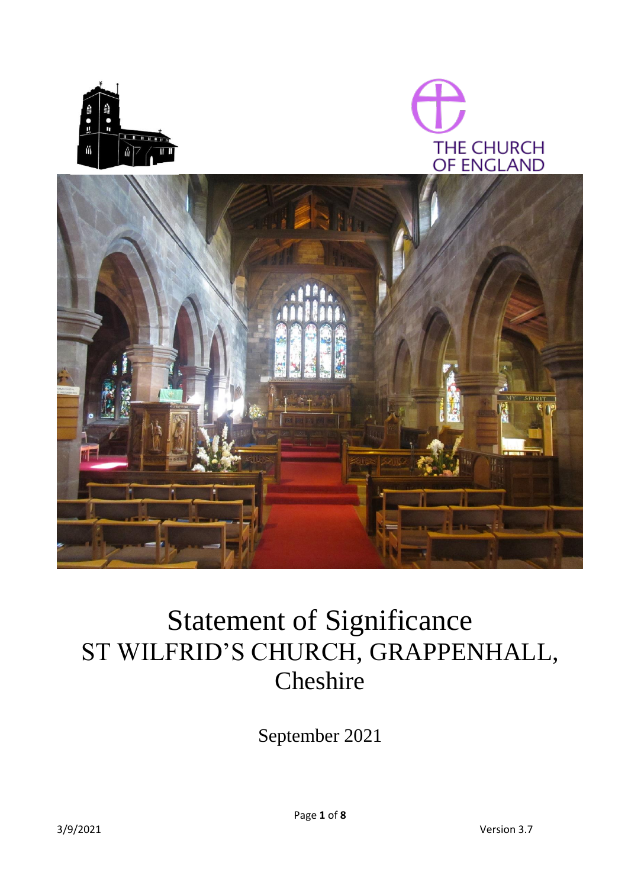THE CHURCH OF ENGLAND

# Statement of Significance
# ST WILFRID'S CHURCH, GRAPPENHALL, Cheshire

September 2021

3/9/2021

Version 3.7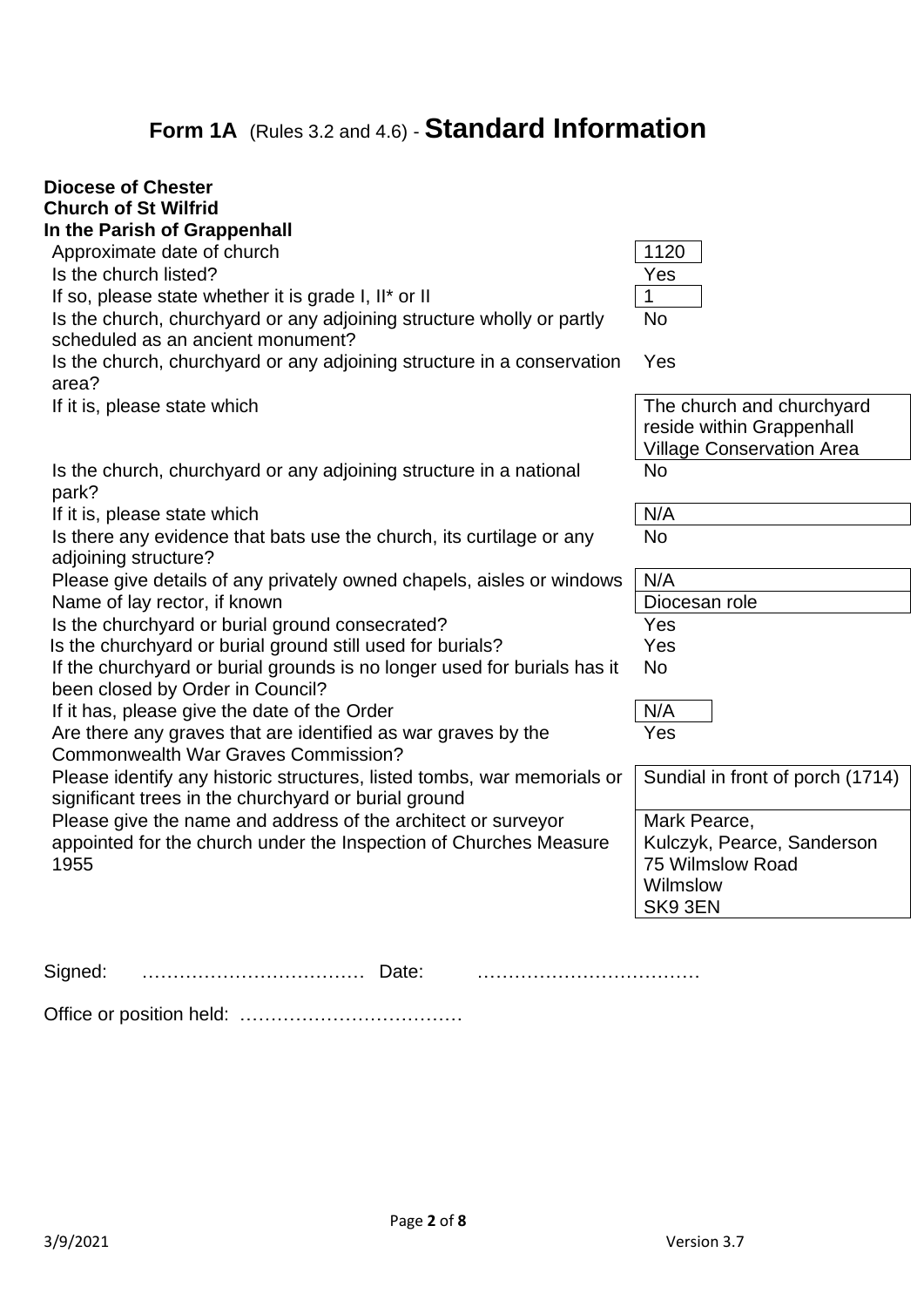# **Form 1A** (Rules 3.2 and 4.6) - **Standard Information**

**Diocese of Chester**
**Church of St Wilfrid**
**In the Parish of Grappenhall**

| | |
|---|---|
| Approximate date of church | 1120 |
| Is the church listed? | Yes |
| If so, please state whether it is grade I, II* or II | 1 |
| Is the church, churchyard or any adjoining structure wholly or partly scheduled as an ancient monument? | No |
| Is the church, churchyard or any adjoining structure in a conservation area? | Yes |
| If it is, please state which | The church and churchyard reside within Grappenhall Village Conservation Area |
| Is the church, churchyard or any adjoining structure in a national park? | No |
| If it is, please state which | N/A |
| Is there any evidence that bats use the church, its curtilage or any adjoining structure? | No |
| Please give details of any privately owned chapels, aisles or windows | N/A |
| Name of lay rector, if known | Diocesan role |
| Is the churchyard or burial ground consecrated? | Yes |
| Is the churchyard or burial ground still used for burials? | Yes |
| If the churchyard or burial grounds is no longer used for burials has it been closed by Order in Council? | No |
| If it has, please give the date of the Order | N/A |
| Are there any graves that are identified as war graves by the Commonwealth War Graves Commission? | Yes |
| Please identify any historic structures, listed tombs, war memorials or significant trees in the churchyard or burial ground | Sundial in front of porch (1714) |
| Please give the name and address of the architect or surveyor appointed for the church under the Inspection of Churches Measure 1955 | Mark Pearce, Kulczyk, Pearce, Sanderson 75 Wilmslow Road Wilmslow SK9 3EN |

Signed: ……………………………… Date: ………………………………

Office or position held: ………………………………

3/9/2021 Version 3.7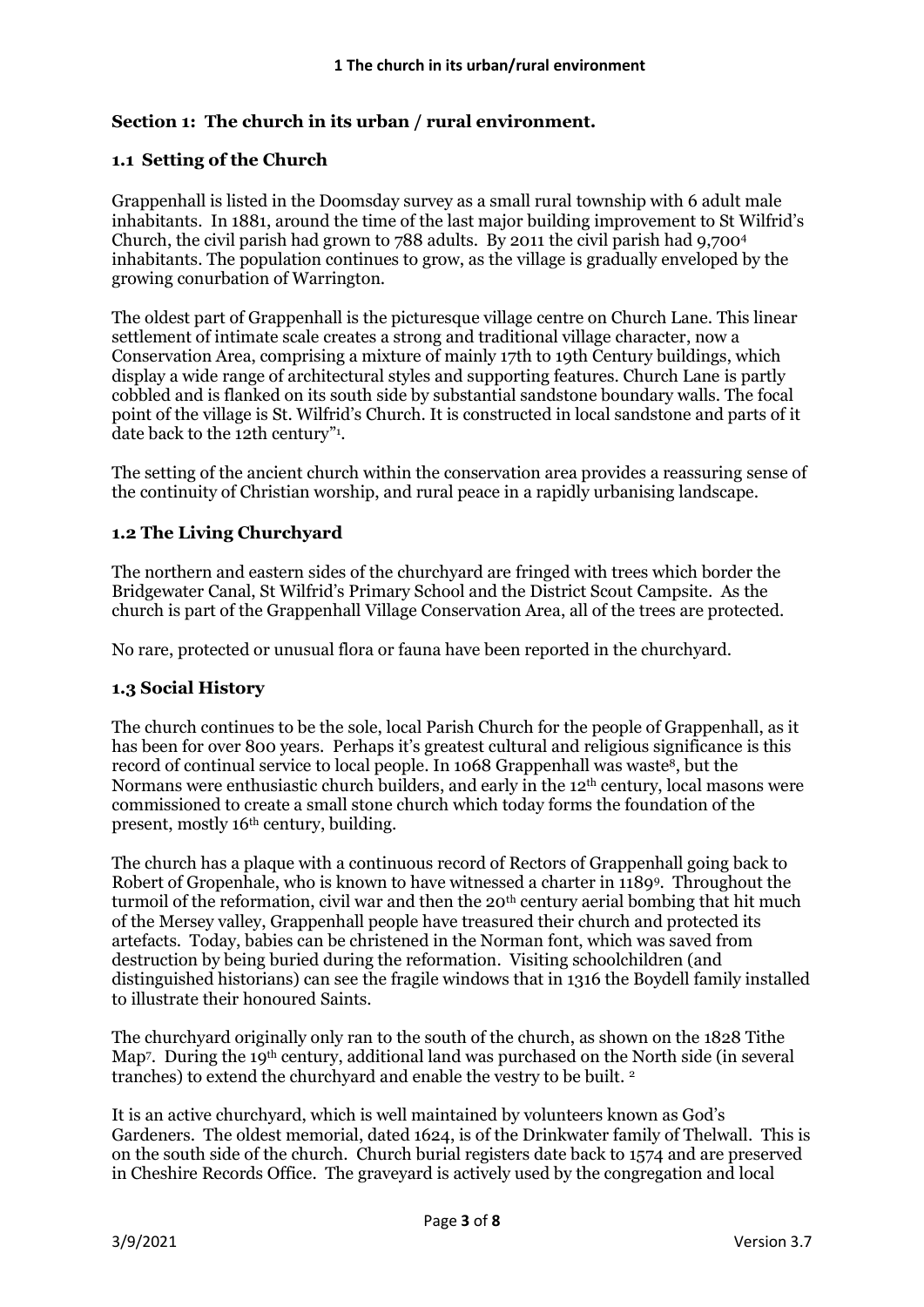## Section 1: The church in its urban / rural environment.

### 1.1 Setting of the Church

Grappenhall is listed in the Doomsday survey as a small rural township with 6 adult male inhabitants. In 1881, around the time of the last major building improvement to St Wilfrid's Church, the civil parish had grown to 788 adults. By 2011 the civil parish had 9,700[4] inhabitants. The population continues to grow, as the village is gradually enveloped by the growing conurbation of Warrington.

The oldest part of Grappenhall is the picturesque village centre on Church Lane. This linear settlement of intimate scale creates a strong and traditional village character, now a Conservation Area, comprising a mixture of mainly 17th to 19th Century buildings, which display a wide range of architectural styles and supporting features. Church Lane is partly cobbled and is flanked on its south side by substantial sandstone boundary walls. The focal point of the village is St. Wilfrid's Church. It is constructed in local sandstone and parts of it date back to the 12th century"[1].

The setting of the ancient church within the conservation area provides a reassuring sense of the continuity of Christian worship, and rural peace in a rapidly urbanising landscape.

### 1.2 The Living Churchyard

The northern and eastern sides of the churchyard are fringed with trees which border the Bridgewater Canal, St Wilfrid's Primary School and the District Scout Campsite. As the church is part of the Grappenhall Village Conservation Area, all of the trees are protected.

No rare, protected or unusual flora or fauna have been reported in the churchyard.

### 1.3 Social History

The church continues to be the sole, local Parish Church for the people of Grappenhall, as it has been for over 800 years. Perhaps it's greatest cultural and religious significance is this record of continual service to local people. In 1068 Grappenhall was waste[8], but the Normans were enthusiastic church builders, and early in the 12th century, local masons were commissioned to create a small stone church which today forms the foundation of the present, mostly 16th century, building.

The church has a plaque with a continuous record of Rectors of Grappenhall going back to Robert of Gropenhale, who is known to have witnessed a charter in 1189[9]. Throughout the turmoil of the reformation, civil war and then the 20th century aerial bombing that hit much of the Mersey valley, Grappenhall people have treasured their church and protected its artefacts. Today, babies can be christened in the Norman font, which was saved from destruction by being buried during the reformation. Visiting schoolchildren (and distinguished historians) can see the fragile windows that in 1316 the Boydell family installed to illustrate their honoured Saints.

The churchyard originally only ran to the south of the church, as shown on the 1828 Tithe Map[7]. During the 19th century, additional land was purchased on the North side (in several tranches) to extend the churchyard and enable the vestry to be built. [2]

It is an active churchyard, which is well maintained by volunteers known as God's Gardeners. The oldest memorial, dated 1624, is of the Drinkwater family of Thelwall. This is on the south side of the church. Church burial registers date back to 1574 and are preserved in Cheshire Records Office. The graveyard is actively used by the congregation and local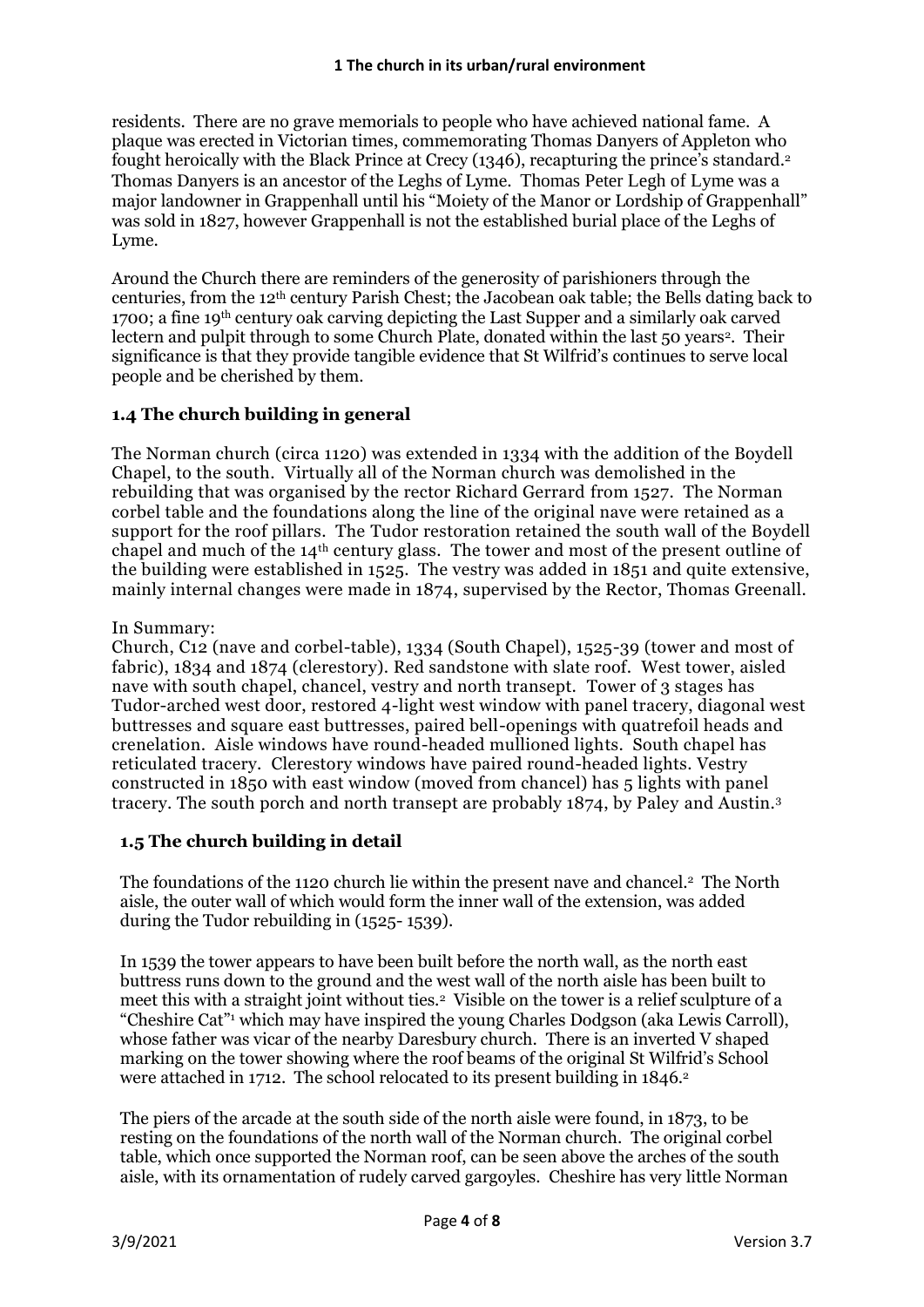residents. There are no grave memorials to people who have achieved national fame. A plaque was erected in Victorian times, commemorating Thomas Danyers of Appleton who fought heroically with the Black Prince at Crecy (1346), recapturing the prince's standard.[2] Thomas Danyers is an ancestor of the Leghs of Lyme. Thomas Peter Legh of Lyme was a major landowner in Grappenhall until his "Moiety of the Manor or Lordship of Grappenhall" was sold in 1827, however Grappenhall is not the established burial place of the Leghs of Lyme.

Around the Church there are reminders of the generosity of parishioners through the centuries, from the 12th century Parish Chest; the Jacobean oak table; the Bells dating back to 1700; a fine 19th century oak carving depicting the Last Supper and a similarly oak carved lectern and pulpit through to some Church Plate, donated within the last 50 years[2]. Their significance is that they provide tangible evidence that St Wilfrid's continues to serve local people and be cherished by them.

### 1.4 The church building in general

The Norman church (circa 1120) was extended in 1334 with the addition of the Boydell Chapel, to the south. Virtually all of the Norman church was demolished in the rebuilding that was organised by the rector Richard Gerrard from 1527. The Norman corbel table and the foundations along the line of the original nave were retained as a support for the roof pillars. The Tudor restoration retained the south wall of the Boydell chapel and much of the 14th century glass. The tower and most of the present outline of the building were established in 1525. The vestry was added in 1851 and quite extensive, mainly internal changes were made in 1874, supervised by the Rector, Thomas Greenall.

In Summary:
Church, C12 (nave and corbel-table), 1334 (South Chapel), 1525-39 (tower and most of fabric), 1834 and 1874 (clerestory). Red sandstone with slate roof. West tower, aisled nave with south chapel, chancel, vestry and north transept. Tower of 3 stages has Tudor-arched west door, restored 4-light west window with panel tracery, diagonal west buttresses and square east buttresses, paired bell-openings with quatrefoil heads and crenelation. Aisle windows have round-headed mullioned lights. South chapel has reticulated tracery. Clerestory windows have paired round-headed lights. Vestry constructed in 1850 with east window (moved from chancel) has 5 lights with panel tracery. The south porch and north transept are probably 1874, by Paley and Austin.[3]

### 1.5 The church building in detail

The foundations of the 1120 church lie within the present nave and chancel.[2] The North aisle, the outer wall of which would form the inner wall of the extension, was added during the Tudor rebuilding in (1525- 1539).

In 1539 the tower appears to have been built before the north wall, as the north east buttress runs down to the ground and the west wall of the north aisle has been built to meet this with a straight joint without ties.[2] Visible on the tower is a relief sculpture of a "Cheshire Cat"[1] which may have inspired the young Charles Dodgson (aka Lewis Carroll), whose father was vicar of the nearby Daresbury church. There is an inverted V shaped marking on the tower showing where the roof beams of the original St Wilfrid's School were attached in 1712. The school relocated to its present building in 1846.[2]

The piers of the arcade at the south side of the north aisle were found, in 1873, to be resting on the foundations of the north wall of the Norman church. The original corbel table, which once supported the Norman roof, can be seen above the arches of the south aisle, with its ornamentation of rudely carved gargoyles. Cheshire has very little Norman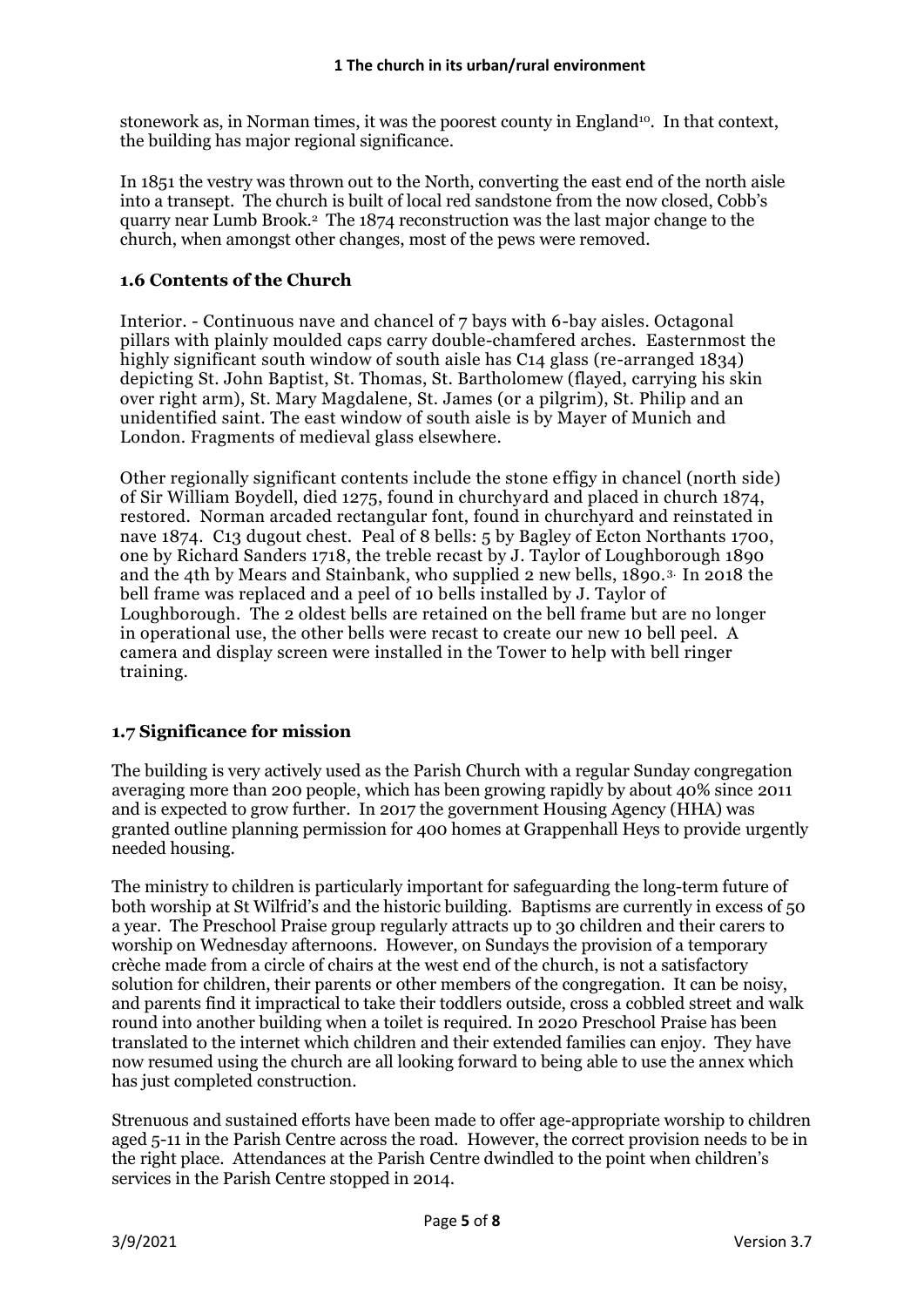stonework as, in Norman times, it was the poorest county in England[10]. In that context, the building has major regional significance.

In 1851 the vestry was thrown out to the North, converting the east end of the north aisle into a transept. The church is built of local red sandstone from the now closed, Cobb's quarry near Lumb Brook.[2] The 1874 reconstruction was the last major change to the church, when amongst other changes, most of the pews were removed.

### 1.6 Contents of the Church

Interior. - Continuous nave and chancel of 7 bays with 6-bay aisles. Octagonal pillars with plainly moulded caps carry double-chamfered arches. Easternmost the highly significant south window of south aisle has C14 glass (re-arranged 1834) depicting St. John Baptist, St. Thomas, St. Bartholomew (flayed, carrying his skin over right arm), St. Mary Magdalene, St. James (or a pilgrim), St. Philip and an unidentified saint. The east window of south aisle is by Mayer of Munich and London. Fragments of medieval glass elsewhere.

Other regionally significant contents include the stone effigy in chancel (north side) of Sir William Boydell, died 1275, found in churchyard and placed in church 1874, restored. Norman arcaded rectangular font, found in churchyard and reinstated in nave 1874. C13 dugout chest. Peal of 8 bells: 5 by Bagley of Ecton Northants 1700, one by Richard Sanders 1718, the treble recast by J. Taylor of Loughborough 1890 and the 4th by Mears and Stainbank, who supplied 2 new bells, 1890.[3] In 2018 the bell frame was replaced and a peal of 10 bells installed by J. Taylor of Loughborough. The 2 oldest bells are retained on the bell frame but are no longer in operational use, the other bells were recast to create our new 10 bell peel. A camera and display screen were installed in the Tower to help with bell ringer training.

### 1.7 Significance for mission

The building is very actively used as the Parish Church with a regular Sunday congregation averaging more than 200 people, which has been growing rapidly by about 40% since 2011 and is expected to grow further. In 2017 the government Housing Agency (HHA) was granted outline planning permission for 400 homes at Grappenhall Heys to provide urgently needed housing.

The ministry to children is particularly important for safeguarding the long-term future of both worship at St Wilfrid's and the historic building. Baptisms are currently in excess of 50 a year. The Preschool Praise group regularly attracts up to 30 children and their carers to worship on Wednesday afternoons. However, on Sundays the provision of a temporary crèche made from a circle of chairs at the west end of the church, is not a satisfactory solution for children, their parents or other members of the congregation. It can be noisy, and parents find it impractical to take their toddlers outside, cross a cobbled street and walk round into another building when a toilet is required. In 2020 Preschool Praise has been translated to the internet which children and their extended families can enjoy. They have now resumed using the church are all looking forward to being able to use the annex which has just completed construction.

Strenuous and sustained efforts have been made to offer age-appropriate worship to children aged 5-11 in the Parish Centre across the road. However, the correct provision needs to be in the right place. Attendances at the Parish Centre dwindled to the point when children's services in the Parish Centre stopped in 2014.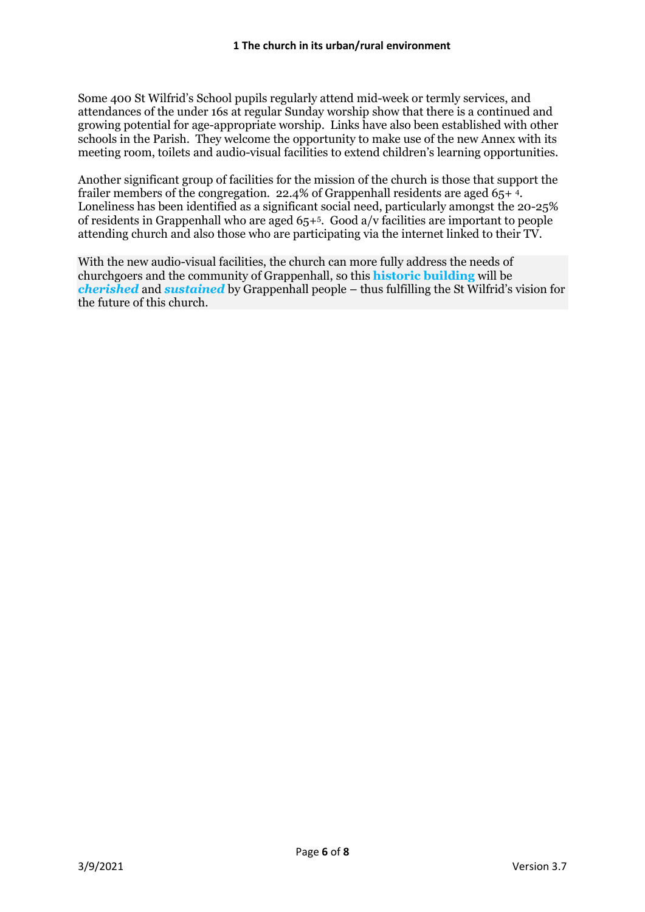Some 400 St Wilfrid's School pupils regularly attend mid-week or termly services, and attendances of the under 16s at regular Sunday worship show that there is a continued and growing potential for age-appropriate worship. Links have also been established with other schools in the Parish. They welcome the opportunity to make use of the new Annex with its meeting room, toilets and audio-visual facilities to extend children's learning opportunities.

Another significant group of facilities for the mission of the church is those that support the frailer members of the congregation. 22.4% of Grappenhall residents are aged 65+ [4]. Loneliness has been identified as a significant social need, particularly amongst the 20-25% of residents in Grappenhall who are aged 65+[5]. Good a/v facilities are important to people attending church and also those who are participating via the internet linked to their TV.

With the new audio-visual facilities, the church can more fully address the needs of churchgoers and the community of Grappenhall, so this **historic building** will be ***cherished*** and ***sustained*** by Grappenhall people – thus fulfilling the St Wilfrid's vision for the future of this church.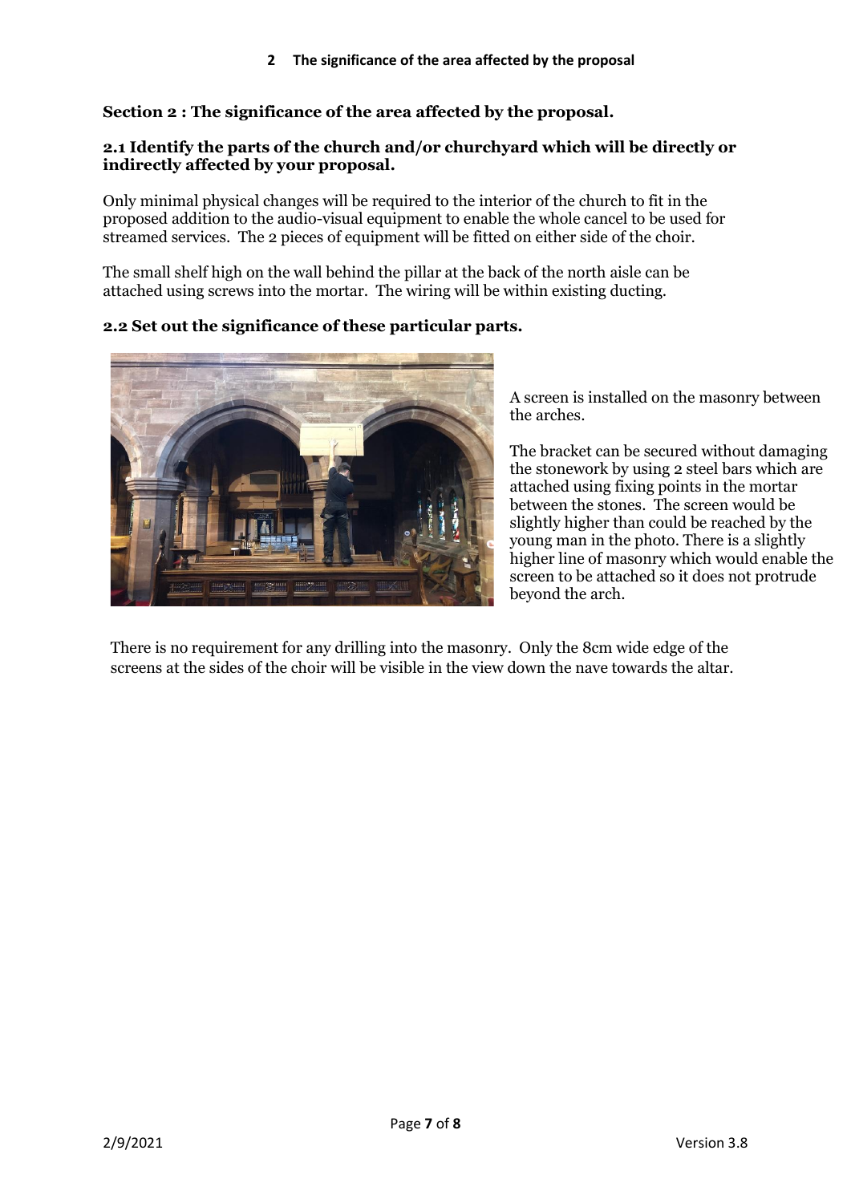## Section 2 : The significance of the area affected by the proposal.

### 2.1 Identify the parts of the church and/or churchyard which will be directly or indirectly affected by your proposal.

Only minimal physical changes will be required to the interior of the church to fit in the proposed addition to the audio-visual equipment to enable the whole cancel to be used for streamed services. The 2 pieces of equipment will be fitted on either side of the choir.

The small shelf high on the wall behind the pillar at the back of the north aisle can be attached using screws into the mortar. The wiring will be within existing ducting.

### 2.2 Set out the significance of these particular parts.

A screen is installed on the masonry between the arches.

The bracket can be secured without damaging the stonework by using 2 steel bars which are attached using fixing points in the mortar between the stones. The screen would be slightly higher than could be reached by the young man in the photo. There is a slightly higher line of masonry which would enable the screen to be attached so it does not protrude beyond the arch.

There is no requirement for any drilling into the masonry. Only the 8cm wide edge of the screens at the sides of the choir will be visible in the view down the nave towards the altar.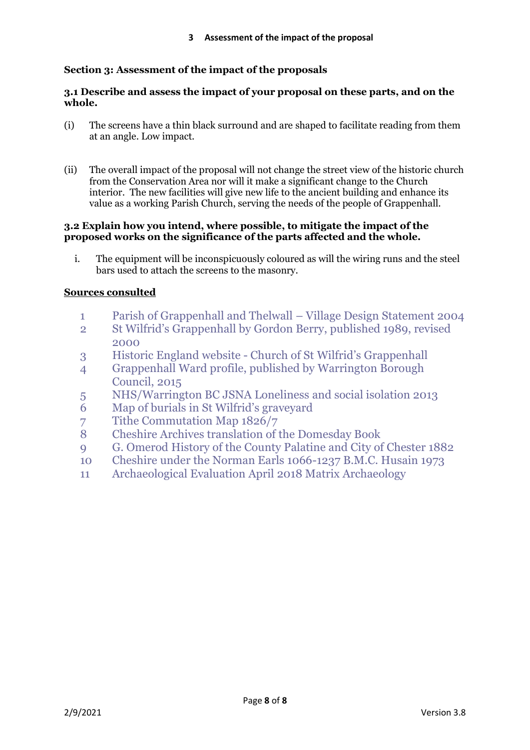## Section 3: Assessment of the impact of the proposals

### 3.1 Describe and assess the impact of your proposal on these parts, and on the whole.

(i) The screens have a thin black surround and are shaped to facilitate reading from them at an angle. Low impact.

(ii) The overall impact of the proposal will not change the street view of the historic church from the Conservation Area nor will it make a significant change to the Church interior. The new facilities will give new life to the ancient building and enhance its value as a working Parish Church, serving the needs of the people of Grappenhall.

### 3.2 Explain how you intend, where possible, to mitigate the impact of the proposed works on the significance of the parts affected and the whole.

i. The equipment will be inconspicuously coloured as will the wiring runs and the steel bars used to attach the screens to the masonry.

**Sources consulted**

1. Parish of Grappenhall and Thelwall – Village Design Statement 2004
2. St Wilfrid's Grappenhall by Gordon Berry, published 1989, revised 2000
3. Historic England website - Church of St Wilfrid's Grappenhall
4. Grappenhall Ward profile, published by Warrington Borough Council, 2015
5. NHS/Warrington BC JSNA Loneliness and social isolation 2013
6. Map of burials in St Wilfrid's graveyard
7. Tithe Commutation Map 1826/7
8. Cheshire Archives translation of the Domesday Book
9. G. Omerod History of the County Palatine and City of Chester 1882
10. Cheshire under the Norman Earls 1066-1237 B.M.C. Husain 1973
11. Archaeological Evaluation April 2018 Matrix Archaeology

2/9/2021 Version 3.8